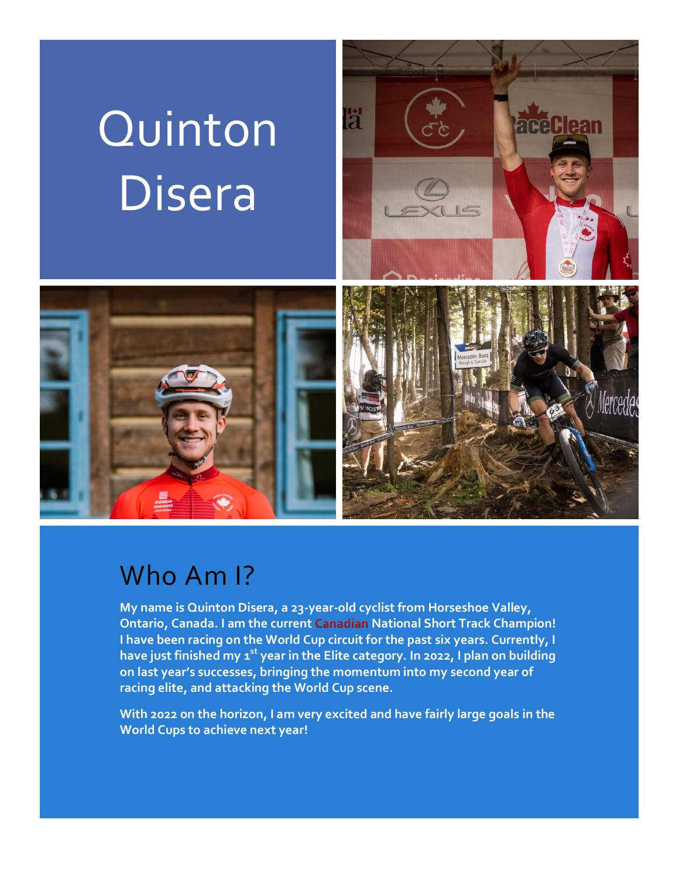# Quinton Disera

## Who Am I?

**My name is Quinton Disera, a 23-year-old cyclist from Horseshoe Valley, Ontario, Canada. I am the current Canadian National Short Track Champion! I have been racing on the World Cup circuit for the past six years. Currently, I have just finished my 1st year in the Elite category. In 2022, I plan on building on last year's successes, bringing the momentum into my second year of racing elite, and attacking the World Cup scene.**

**With 2022 on the horizon, I am very excited and have fairly large goals in the World Cups to achieve next year!**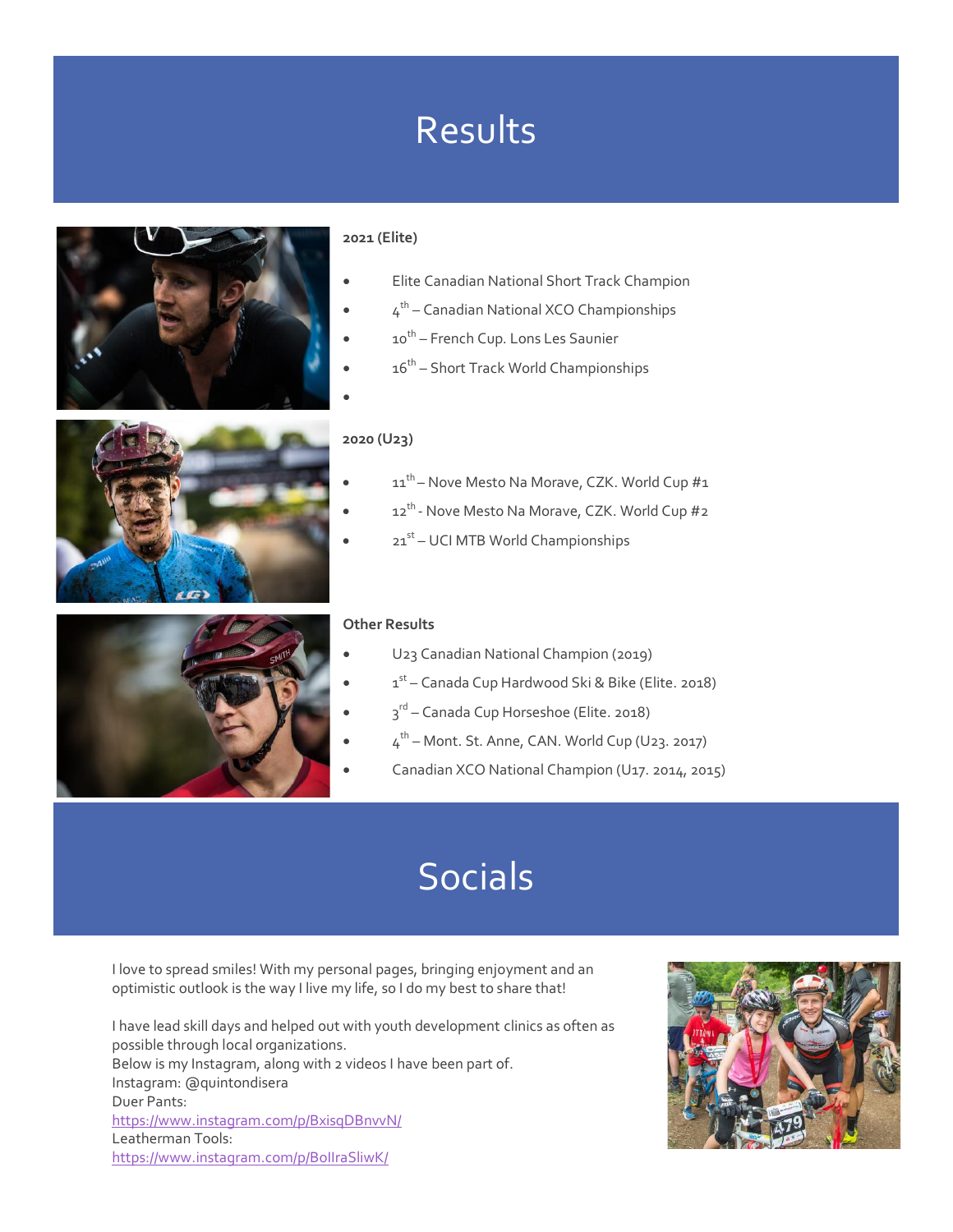# Results

**2021 (Elite)**

- Elite Canadian National Short Track Champion
- 4th – Canadian National XCO Championships
- 10th – French Cup. Lons Les Saunier
- 16th – Short Track World Championships

**2020 (U23)**

- 11th – Nove Mesto Na Morave, CZK. World Cup #1
- 12th - Nove Mesto Na Morave, CZK. World Cup #2
- 21st – UCI MTB World Championships

**Other Results**

- U23 Canadian National Champion (2019)
- 1st – Canada Cup Hardwood Ski & Bike (Elite. 2018)
- 3rd – Canada Cup Horseshoe (Elite. 2018)
- 4th – Mont. St. Anne, CAN. World Cup (U23. 2017)
- Canadian XCO National Champion (U17. 2014, 2015)

# Socials

I love to spread smiles! With my personal pages, bringing enjoyment and an optimistic outlook is the way I live my life, so I do my best to share that!

I have lead skill days and helped out with youth development clinics as often as possible through local organizations.
Below is my Instagram, along with 2 videos I have been part of.
Instagram: @quintondisera
Duer Pants:
https://www.instagram.com/p/BxisqDBnvvN/
Leatherman Tools:
https://www.instagram.com/p/BolIraSliwK/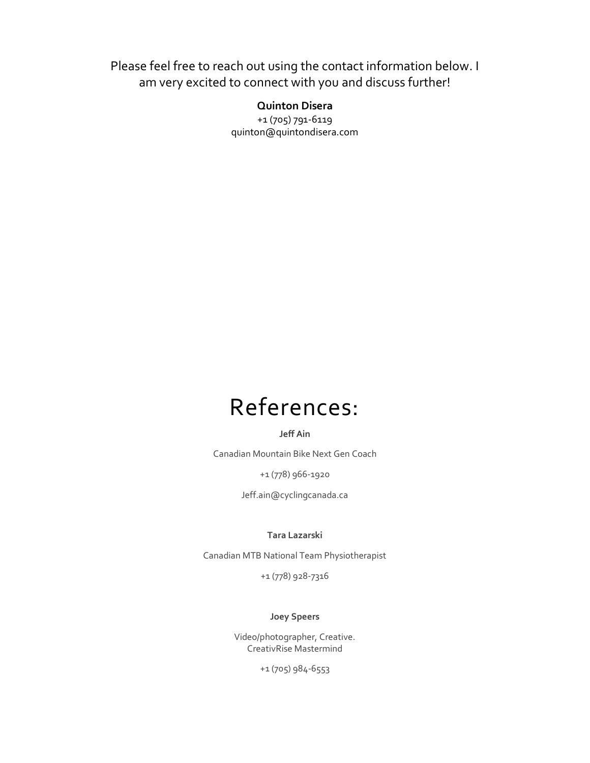Please feel free to reach out using the contact information below. I am very excited to connect with you and discuss further!

**Quinton Disera**
+1 (705) 791-6119
quinton@quintondisera.com

# References:

**Jeff Ain**

Canadian Mountain Bike Next Gen Coach

+1 (778) 966-1920

Jeff.ain@cyclingcanada.ca

**Tara Lazarski**

Canadian MTB National Team Physiotherapist

+1 (778) 928-7316

**Joey Speers**

Video/photographer, Creative.
CreativRise Mastermind

+1 (705) 984-6553